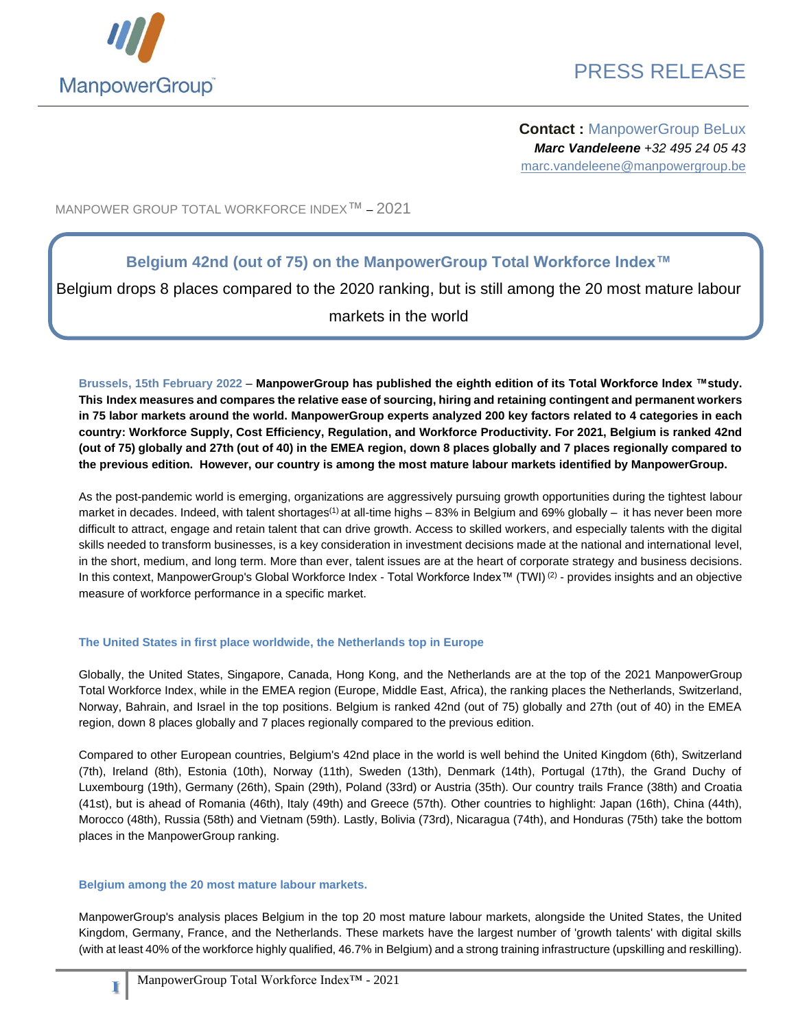# PRESS RELEASE

**Contact :** ManpowerGroup BeLux
***Marc Vandeleene*** *+32 495 24 05 43*
marc.vandeleene@manpowergroup.be

MANPOWER GROUP TOTAL WORKFORCE INDEX™ – 2021

## Belgium 42nd (out of 75) on the ManpowerGroup Total Workforce Index™

Belgium drops 8 places compared to the 2020 ranking, but is still among the 20 most mature labour markets in the world

**Brussels, 15th February 2022** – **ManpowerGroup has published the eighth edition of its Total Workforce Index ™study. This Index measures and compares the relative ease of sourcing, hiring and retaining contingent and permanent workers in 75 labor markets around the world. ManpowerGroup experts analyzed 200 key factors related to 4 categories in each country: Workforce Supply, Cost Efficiency, Regulation, and Workforce Productivity. For 2021, Belgium is ranked 42nd (out of 75) globally and 27th (out of 40) in the EMEA region, down 8 places globally and 7 places regionally compared to the previous edition. However, our country is among the most mature labour markets identified by ManpowerGroup.**

As the post-pandemic world is emerging, organizations are aggressively pursuing growth opportunities during the tightest labour market in decades. Indeed, with talent shortages[(1)] at all-time highs – 83% in Belgium and 69% globally – it has never been more difficult to attract, engage and retain talent that can drive growth. Access to skilled workers, and especially talents with the digital skills needed to transform businesses, is a key consideration in investment decisions made at the national and international level, in the short, medium, and long term. More than ever, talent issues are at the heart of corporate strategy and business decisions. In this context, ManpowerGroup's Global Workforce Index - Total Workforce Index™ (TWI) [(2)] - provides insights and an objective measure of workforce performance in a specific market.

### The United States in first place worldwide, the Netherlands top in Europe

Globally, the United States, Singapore, Canada, Hong Kong, and the Netherlands are at the top of the 2021 ManpowerGroup Total Workforce Index, while in the EMEA region (Europe, Middle East, Africa), the ranking places the Netherlands, Switzerland, Norway, Bahrain, and Israel in the top positions. Belgium is ranked 42nd (out of 75) globally and 27th (out of 40) in the EMEA region, down 8 places globally and 7 places regionally compared to the previous edition.

Compared to other European countries, Belgium's 42nd place in the world is well behind the United Kingdom (6th), Switzerland (7th), Ireland (8th), Estonia (10th), Norway (11th), Sweden (13th), Denmark (14th), Portugal (17th), the Grand Duchy of Luxembourg (19th), Germany (26th), Spain (29th), Poland (33rd) or Austria (35th). Our country trails France (38th) and Croatia (41st), but is ahead of Romania (46th), Italy (49th) and Greece (57th). Other countries to highlight: Japan (16th), China (44th), Morocco (48th), Russia (58th) and Vietnam (59th). Lastly, Bolivia (73rd), Nicaragua (74th), and Honduras (75th) take the bottom places in the ManpowerGroup ranking.

### Belgium among the 20 most mature labour markets.

ManpowerGroup's analysis places Belgium in the top 20 most mature labour markets, alongside the United States, the United Kingdom, Germany, France, and the Netherlands. These markets have the largest number of 'growth talents' with digital skills (with at least 40% of the workforce highly qualified, 46.7% in Belgium) and a strong training infrastructure (upskilling and reskilling).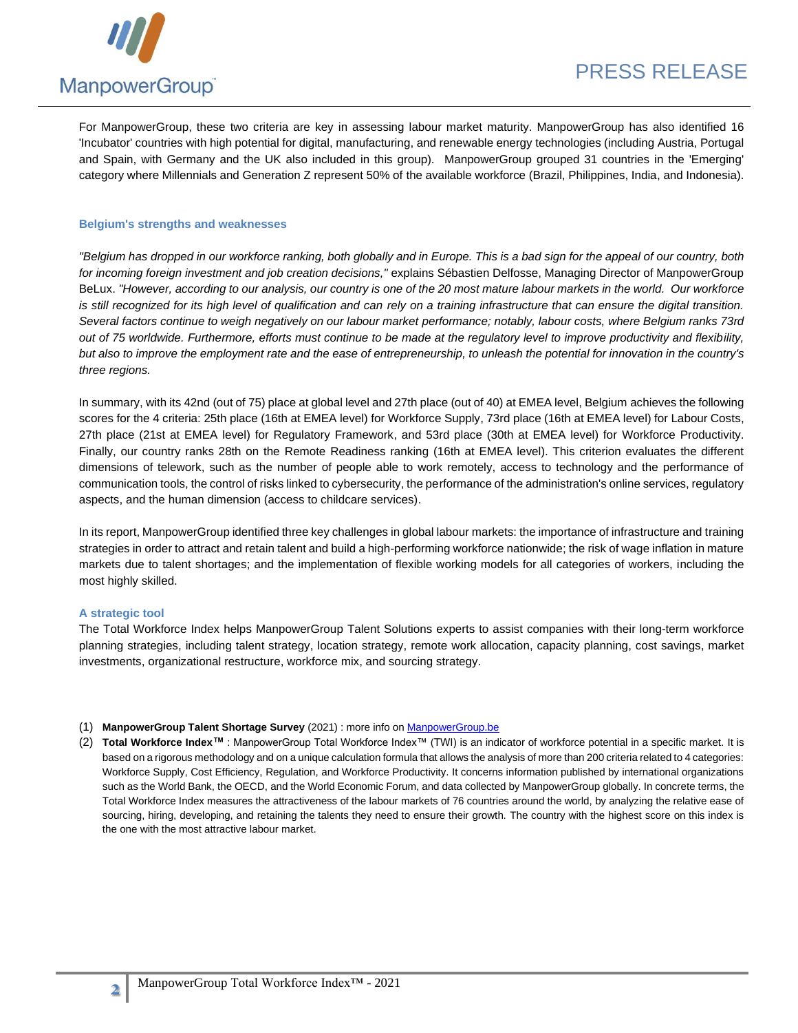For ManpowerGroup, these two criteria are key in assessing labour market maturity. ManpowerGroup has also identified 16 'Incubator' countries with high potential for digital, manufacturing, and renewable energy technologies (including Austria, Portugal and Spain, with Germany and the UK also included in this group). ManpowerGroup grouped 31 countries in the 'Emerging' category where Millennials and Generation Z represent 50% of the available workforce (Brazil, Philippines, India, and Indonesia).

### Belgium's strengths and weaknesses

*"Belgium has dropped in our workforce ranking, both globally and in Europe. This is a bad sign for the appeal of our country, both for incoming foreign investment and job creation decisions,"* explains Sébastien Delfosse, Managing Director of ManpowerGroup BeLux. *"However, according to our analysis, our country is one of the 20 most mature labour markets in the world. Our workforce is still recognized for its high level of qualification and can rely on a training infrastructure that can ensure the digital transition. Several factors continue to weigh negatively on our labour market performance; notably, labour costs, where Belgium ranks 73rd out of 75 worldwide. Furthermore, efforts must continue to be made at the regulatory level to improve productivity and flexibility, but also to improve the employment rate and the ease of entrepreneurship, to unleash the potential for innovation in the country's three regions.*

In summary, with its 42nd (out of 75) place at global level and 27th place (out of 40) at EMEA level, Belgium achieves the following scores for the 4 criteria: 25th place (16th at EMEA level) for Workforce Supply, 73rd place (16th at EMEA level) for Labour Costs, 27th place (21st at EMEA level) for Regulatory Framework, and 53rd place (30th at EMEA level) for Workforce Productivity. Finally, our country ranks 28th on the Remote Readiness ranking (16th at EMEA level). This criterion evaluates the different dimensions of telework, such as the number of people able to work remotely, access to technology and the performance of communication tools, the control of risks linked to cybersecurity, the performance of the administration's online services, regulatory aspects, and the human dimension (access to childcare services).

In its report, ManpowerGroup identified three key challenges in global labour markets: the importance of infrastructure and training strategies in order to attract and retain talent and build a high-performing workforce nationwide; the risk of wage inflation in mature markets due to talent shortages; and the implementation of flexible working models for all categories of workers, including the most highly skilled.

### A strategic tool

The Total Workforce Index helps ManpowerGroup Talent Solutions experts to assist companies with their long-term workforce planning strategies, including talent strategy, location strategy, remote work allocation, capacity planning, cost savings, market investments, organizational restructure, workforce mix, and sourcing strategy.

(1) **ManpowerGroup Talent Shortage Survey** (2021) : more info on [ManpowerGroup.be](ManpowerGroup.be)

(2) **Total Workforce Index™** : ManpowerGroup Total Workforce Index™ (TWI) is an indicator of workforce potential in a specific market. It is based on a rigorous methodology and on a unique calculation formula that allows the analysis of more than 200 criteria related to 4 categories: Workforce Supply, Cost Efficiency, Regulation, and Workforce Productivity. It concerns information published by international organizations such as the World Bank, the OECD, and the World Economic Forum, and data collected by ManpowerGroup globally. In concrete terms, the Total Workforce Index measures the attractiveness of the labour markets of 76 countries around the world, by analyzing the relative ease of sourcing, hiring, developing, and retaining the talents they need to ensure their growth. The country with the highest score on this index is the one with the most attractive labour market.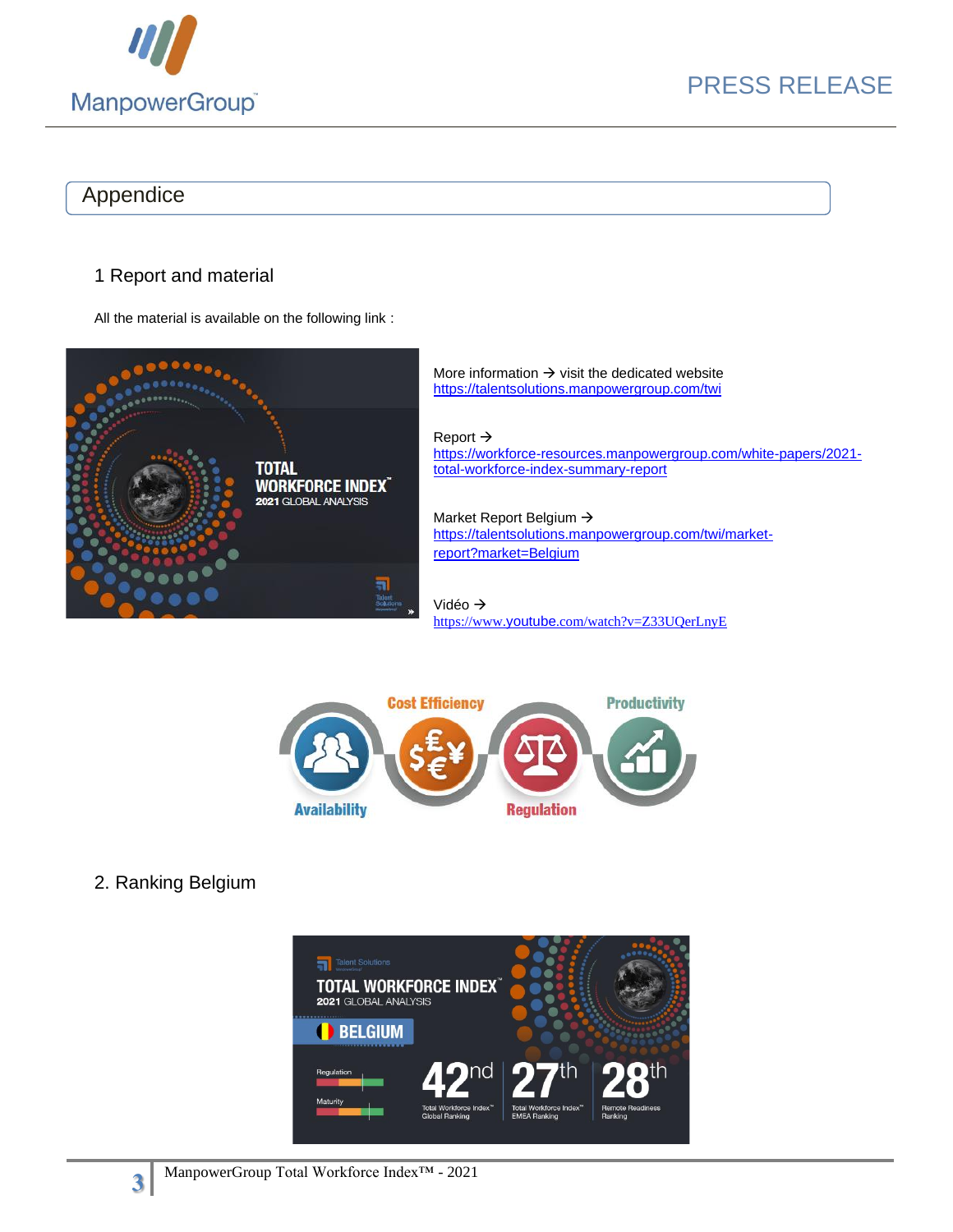## Appendice

### 1 Report and material

All the material is available on the following link :

More information → visit the dedicated website
https://talentsolutions.manpowergroup.com/twi

Report →
https://workforce-resources.manpowergroup.com/white-papers/2021-total-workforce-index-summary-report

Market Report Belgium →
https://talentsolutions.manpowergroup.com/twi/market-report?market=Belgium

Vidéo →
https://www.youtube.com/watch?v=Z33UQerLnyE

### 2. Ranking Belgium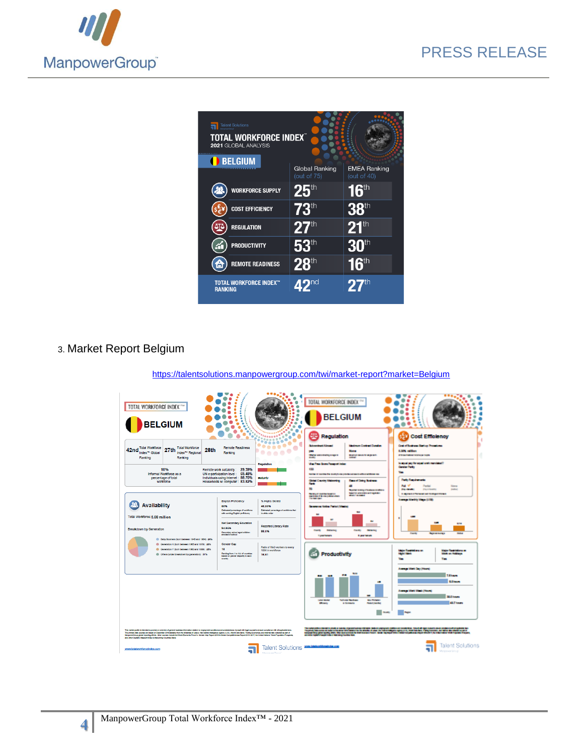**TOTAL WORKFORCE INDEX™**
**2021 GLOBAL ANALYSIS**

**BELGIUM**

| | Global Ranking (out of 75) | EMEA Ranking (out of 40) |
|---|---|---|
| WORKFORCE SUPPLY | 25th | 16th |
| COST EFFICIENCY | 73th | 38th |
| REGULATION | 27th | 21th |
| PRODUCTIVITY | 53th | 30th |
| REMOTE READINESS | 28th | 16th |
| TOTAL WORKFORCE INDEX™ RANKING | 42nd | 27th |

3. Market Report Belgium

https://talentsolutions.manpowergroup.com/twi/market-report?market=Belgium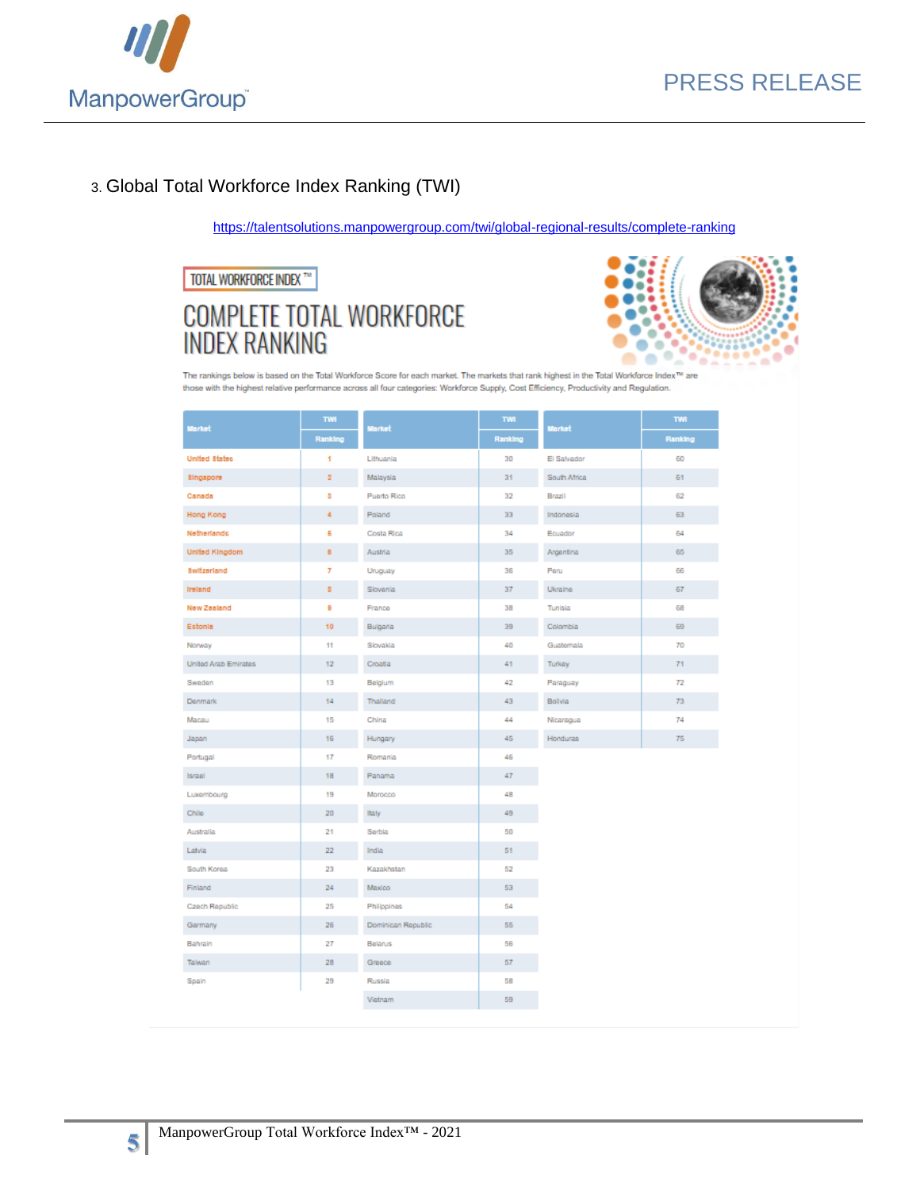3. Global Total Workforce Index Ranking (TWI)

https://talentsolutions.manpowergroup.com/twi/global-regional-results/complete-ranking

TOTAL WORKFORCE INDEX ™

# COMPLETE TOTAL WORKFORCE INDEX RANKING

The rankings below is based on the Total Workforce Score for each market. The markets that rank highest in the Total Workforce Index™ are those with the highest relative performance across all four categories: Workforce Supply, Cost Efficiency, Productivity and Regulation.

| Market | TWI Ranking | Market | TWI Ranking | Market | TWI Ranking |
|---|---|---|---|---|---|
| United States | 1 | Lithuania | 30 | El Salvador | 60 |
| Singapore | 2 | Malaysia | 31 | South Africa | 61 |
| Canada | 3 | Puerto Rico | 32 | Brazil | 62 |
| Hong Kong | 4 | Poland | 33 | Indonesia | 63 |
| Netherlands | 5 | Costa Rica | 34 | Ecuador | 64 |
| United Kingdom | 6 | Austria | 35 | Argentina | 65 |
| Switzerland | 7 | Uruguay | 36 | Peru | 66 |
| Ireland | 8 | Slovenia | 37 | Ukraine | 67 |
| New Zealand | 9 | France | 38 | Tunisia | 68 |
| Estonia | 10 | Bulgaria | 39 | Colombia | 69 |
| Norway | 11 | Slovakia | 40 | Guatemala | 70 |
| United Arab Emirates | 12 | Croatia | 41 | Turkey | 71 |
| Sweden | 13 | Belgium | 42 | Paraguay | 72 |
| Denmark | 14 | Thailand | 43 | Bolivia | 73 |
| Macau | 15 | China | 44 | Nicaragua | 74 |
| Japan | 16 | Hungary | 45 | Honduras | 75 |
| Portugal | 17 | Romania | 46 | | |
| Israel | 18 | Panama | 47 | | |
| Luxembourg | 19 | Morocco | 48 | | |
| Chile | 20 | Italy | 49 | | |
| Australia | 21 | Serbia | 50 | | |
| Latvia | 22 | India | 51 | | |
| South Korea | 23 | Kazakhstan | 52 | | |
| Finland | 24 | Mexico | 53 | | |
| Czech Republic | 25 | Philippines | 54 | | |
| Germany | 26 | Dominican Republic | 55 | | |
| Bahrain | 27 | Belarus | 56 | | |
| Taiwan | 28 | Greece | 57 | | |
| Spain | 29 | Russia | 58 | | |
| | | Vietnam | 59 | | |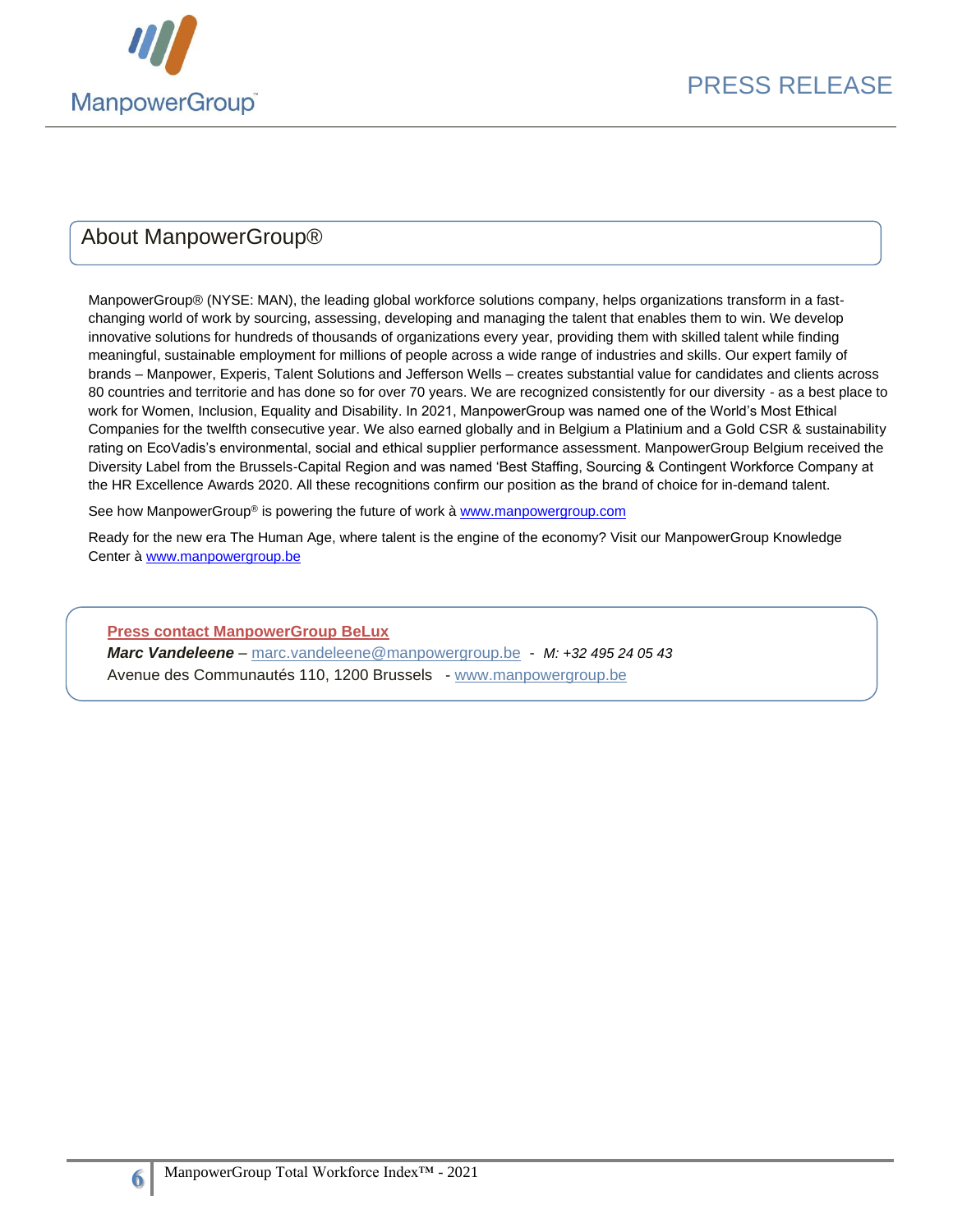## About ManpowerGroup®

ManpowerGroup® (NYSE: MAN), the leading global workforce solutions company, helps organizations transform in a fast-changing world of work by sourcing, assessing, developing and managing the talent that enables them to win. We develop innovative solutions for hundreds of thousands of organizations every year, providing them with skilled talent while finding meaningful, sustainable employment for millions of people across a wide range of industries and skills. Our expert family of brands – Manpower, Experis, Talent Solutions and Jefferson Wells – creates substantial value for candidates and clients across 80 countries and territorie and has done so for over 70 years. We are recognized consistently for our diversity - as a best place to work for Women, Inclusion, Equality and Disability. In 2021, ManpowerGroup was named one of the World's Most Ethical Companies for the twelfth consecutive year. We also earned globally and in Belgium a Platinium and a Gold CSR & sustainability rating on EcoVadis's environmental, social and ethical supplier performance assessment. ManpowerGroup Belgium received the Diversity Label from the Brussels-Capital Region and was named 'Best Staffing, Sourcing & Contingent Workforce Company at the HR Excellence Awards 2020. All these recognitions confirm our position as the brand of choice for in-demand talent.

See how ManpowerGroup® is powering the future of work à www.manpowergroup.com

Ready for the new era The Human Age, where talent is the engine of the economy? Visit our ManpowerGroup Knowledge Center à www.manpowergroup.be

**Press contact ManpowerGroup BeLux**

***Marc Vandeleene*** – marc.vandeleene@manpowergroup.be - *M: +32 495 24 05 43*

Avenue des Communautés 110, 1200 Brussels - www.manpowergroup.be